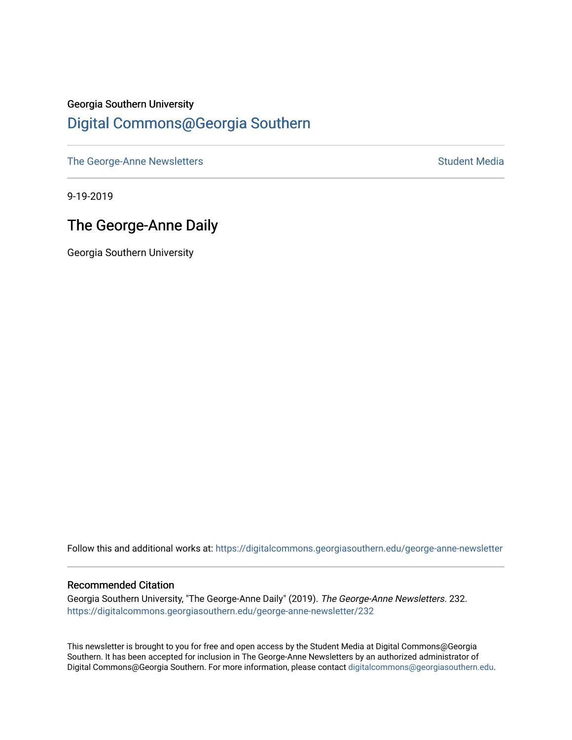Georgia Southern University

# Digital Commons@Georgia Southern

The George-Anne Newsletters    Student Media

9-19-2019

## The George-Anne Daily

Georgia Southern University

Follow this and additional works at: https://digitalcommons.georgiasouthern.edu/george-anne-newsletter

### Recommended Citation

Georgia Southern University, "The George-Anne Daily" (2019). *The George-Anne Newsletters*. 232.
https://digitalcommons.georgiasouthern.edu/george-anne-newsletter/232

This newsletter is brought to you for free and open access by the Student Media at Digital Commons@Georgia Southern. It has been accepted for inclusion in The George-Anne Newsletters by an authorized administrator of Digital Commons@Georgia Southern. For more information, please contact digitalcommons@georgiasouthern.edu.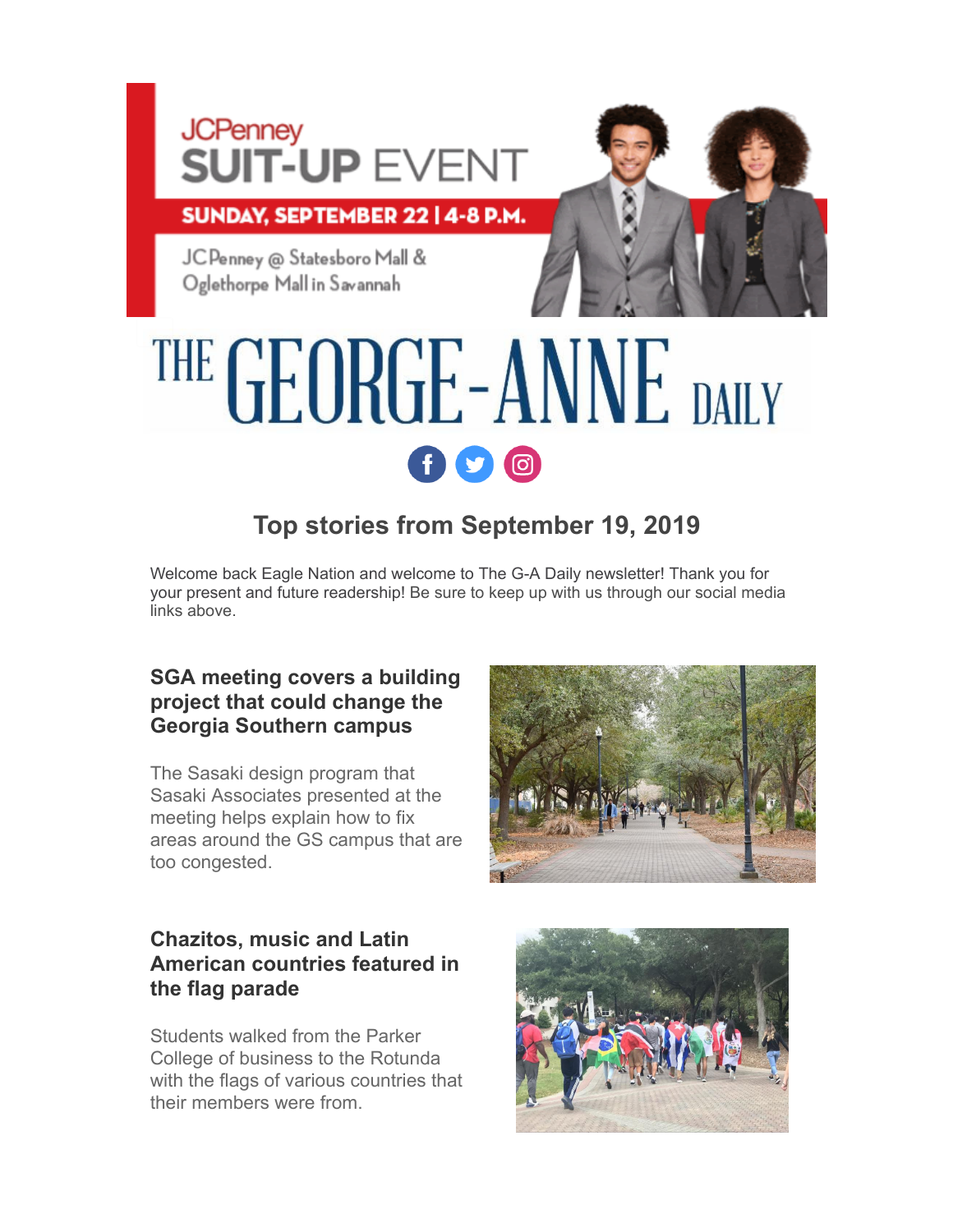JCPenney

**SUIT-UP EVENT**

**SUNDAY, SEPTEMBER 22 | 4-8 P.M.**

JCPenney @ Statesboro Mall & Oglethorpe Mall in Savannah

# THE GEORGE-ANNE DAILY

## Top stories from September 19, 2019

Welcome back Eagle Nation and welcome to The G-A Daily newsletter! Thank you for your present and future readership! Be sure to keep up with us through our social media links above.

### SGA meeting covers a building project that could change the Georgia Southern campus

The Sasaki design program that Sasaki Associates presented at the meeting helps explain how to fix areas around the GS campus that are too congested.

### Chazitos, music and Latin American countries featured in the flag parade

Students walked from the Parker College of business to the Rotunda with the flags of various countries that their members were from.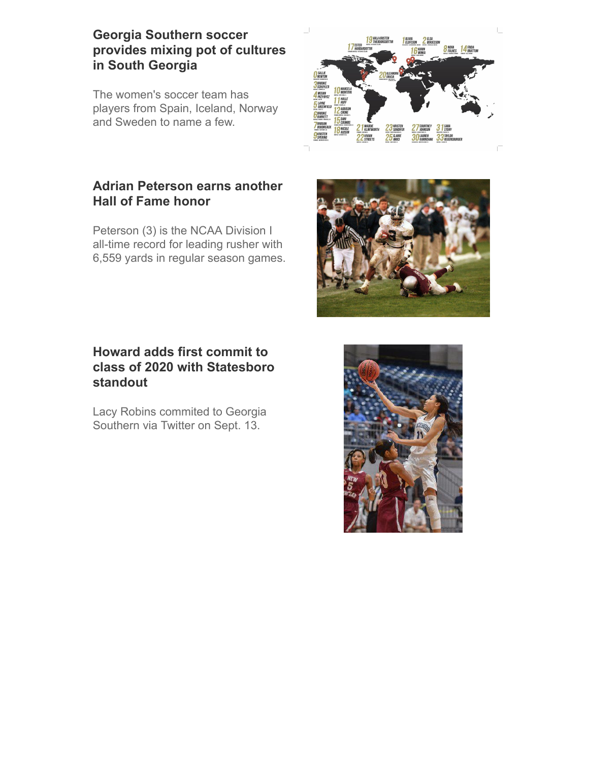## Georgia Southern soccer provides mixing pot of cultures in South Georgia

The women's soccer team has players from Spain, Iceland, Norway and Sweden to name a few.

## Adrian Peterson earns another Hall of Fame honor

Peterson (3) is the NCAA Division I all-time record for leading rusher with 6,559 yards in regular season games.

## Howard adds first commit to class of 2020 with Statesboro standout

Lacy Robins commited to Georgia Southern via Twitter on Sept. 13.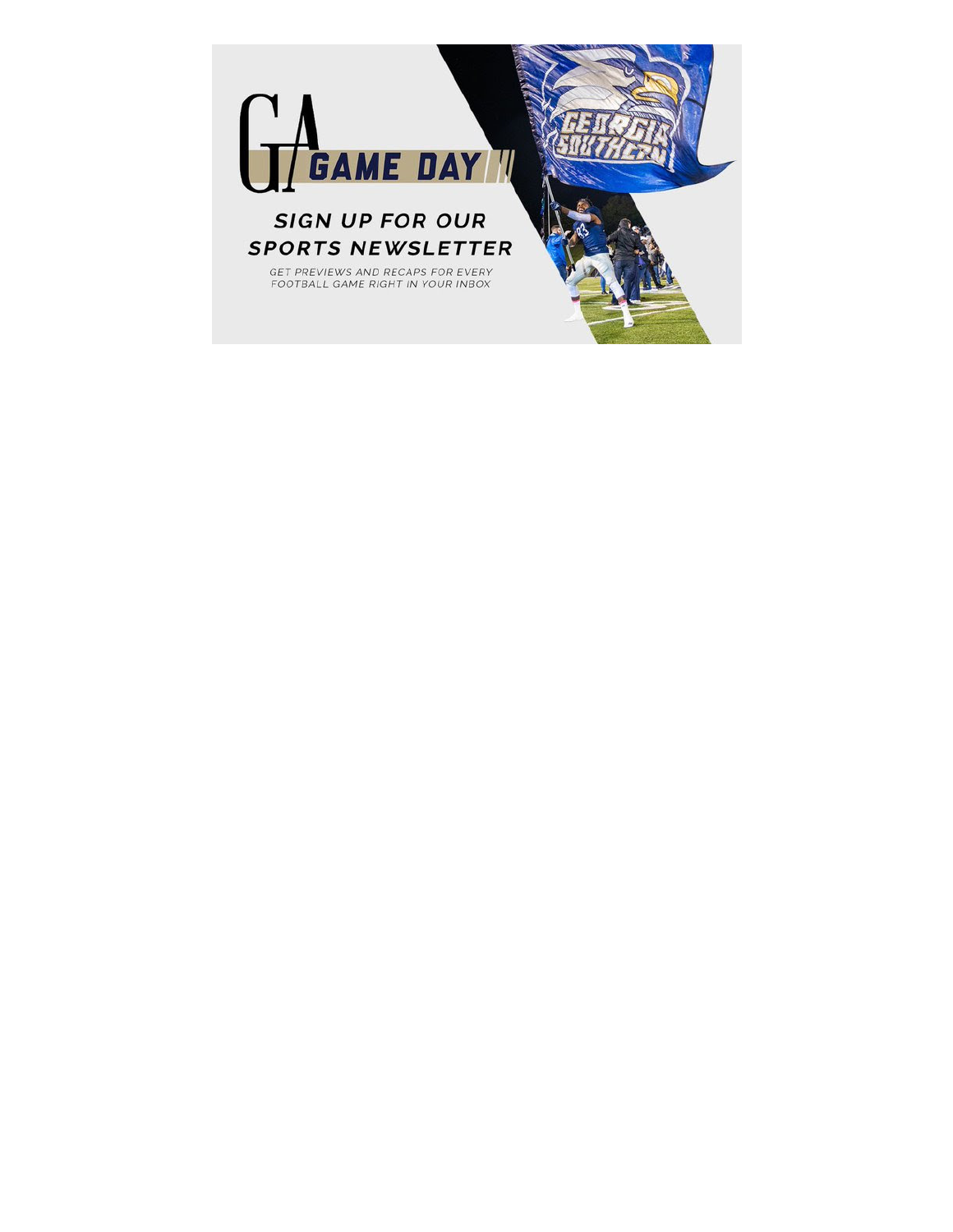GA GAME DAY

SIGN UP FOR OUR SPORTS NEWSLETTER

GET PREVIEWS AND RECAPS FOR EVERY FOOTBALL GAME RIGHT IN YOUR INBOX